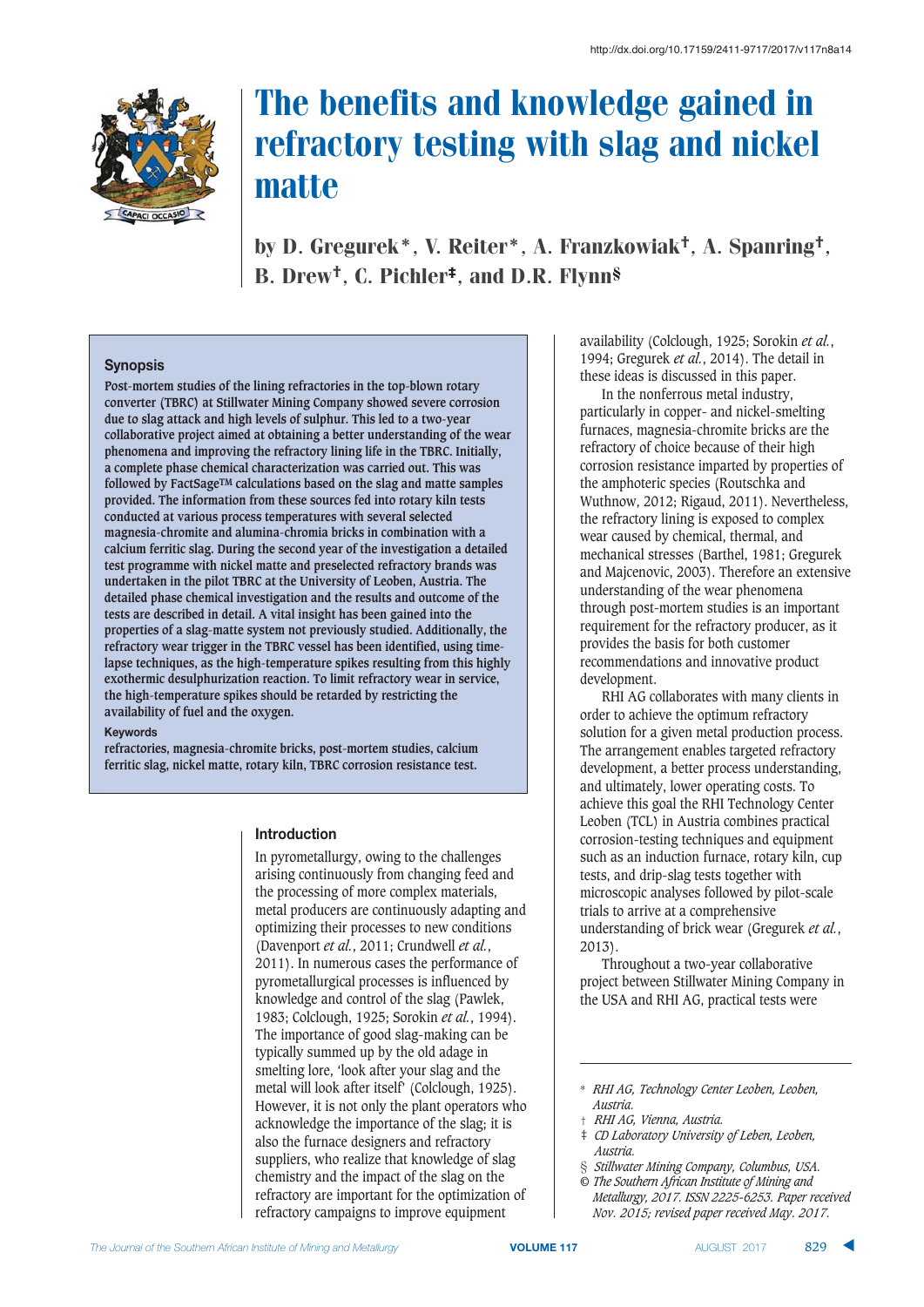# The benefits and knowledge gained in refractory testing with slag and nickel matte

**by D. Gregurek\*, V. Reiter\*, A. Franzkowiak†, A. Spanring†, B. Drew†, C. Pichler‡, and D.R. Flynn§**

### Synopsis

**Post-mortem studies of the lining refractories in the top-blown rotary converter (TBRC) at Stillwater Mining Company showed severe corrosion due to slag attack and high levels of sulphur. This led to a two-year collaborative project aimed at obtaining a better understanding of the wear phenomena and improving the refractory lining life in the TBRC. Initially, a complete phase chemical characterization was carried out. This was followed by FactSage™ calculations based on the slag and matte samples provided. The information from these sources fed into rotary kiln tests conducted at various process temperatures with several selected magnesia-chromite and alumina-chromia bricks in combination with a calcium ferritic slag. During the second year of the investigation a detailed test programme with nickel matte and preselected refractory brands was undertaken in the pilot TBRC at the University of Leoben, Austria. The detailed phase chemical investigation and the results and outcome of the tests are described in detail. A vital insight has been gained into the properties of a slag-matte system not previously studied. Additionally, the refractory wear trigger in the TBRC vessel has been identified, using time-lapse techniques, as the high-temperature spikes resulting from this highly exothermic desulphurization reaction. To limit refractory wear in service, the high-temperature spikes should be retarded by restricting the availability of fuel and the oxygen.**

### Keywords

**refractories, magnesia-chromite bricks, post-mortem studies, calcium ferritic slag, nickel matte, rotary kiln, TBRC corrosion resistance test.**

## Introduction

In pyrometallurgy, owing to the challenges arising continuously from changing feed and the processing of more complex materials, metal producers are continuously adapting and optimizing their processes to new conditions (Davenport *et al.*, 2011; Crundwell *et al.*, 2011). In numerous cases the performance of pyrometallurgical processes is influenced by knowledge and control of the slag (Pawlek, 1983; Colclough, 1925; Sorokin *et al.*, 1994). The importance of good slag-making can be typically summed up by the old adage in smelting lore, 'look after your slag and the metal will look after itself' (Colclough, 1925). However, it is not only the plant operators who acknowledge the importance of the slag; it is also the furnace designers and refractory suppliers, who realize that knowledge of slag chemistry and the impact of the slag on the refractory are important for the optimization of refractory campaigns to improve equipment availability (Colclough, 1925; Sorokin *et al.*, 1994; Gregurek *et al.*, 2014). The detail in these ideas is discussed in this paper.

In the nonferrous metal industry, particularly in copper- and nickel-smelting furnaces, magnesia-chromite bricks are the refractory of choice because of their high corrosion resistance imparted by properties of the amphoteric species (Routschka and Wuthnow, 2012; Rigaud, 2011). Nevertheless, the refractory lining is exposed to complex wear caused by chemical, thermal, and mechanical stresses (Barthel, 1981; Gregurek and Majcenovic, 2003). Therefore an extensive understanding of the wear phenomena through post-mortem studies is an important requirement for the refractory producer, as it provides the basis for both customer recommendations and innovative product development.

RHI AG collaborates with many clients in order to achieve the optimum refractory solution for a given metal production process. The arrangement enables targeted refractory development, a better process understanding, and ultimately, lower operating costs. To achieve this goal the RHI Technology Center Leoben (TCL) in Austria combines practical corrosion-testing techniques and equipment such as an induction furnace, rotary kiln, cup tests, and drip-slag tests together with microscopic analyses followed by pilot-scale trials to arrive at a comprehensive understanding of brick wear (Gregurek *et al.*, 2013).

Throughout a two-year collaborative project between Stillwater Mining Company in the USA and RHI AG, practical tests were

---

\* *RHI AG, Technology Center Leoben, Leoben, Austria.*
† *RHI AG, Vienna, Austria.*
‡ *CD Laboratory University of Leben, Leoben, Austria.*
§ *Stillwater Mining Company, Columbus, USA.*
© *The Southern African Institute of Mining and Metallurgy, 2017. ISSN 2225-6253. Paper received Nov. 2015; revised paper received May. 2017.*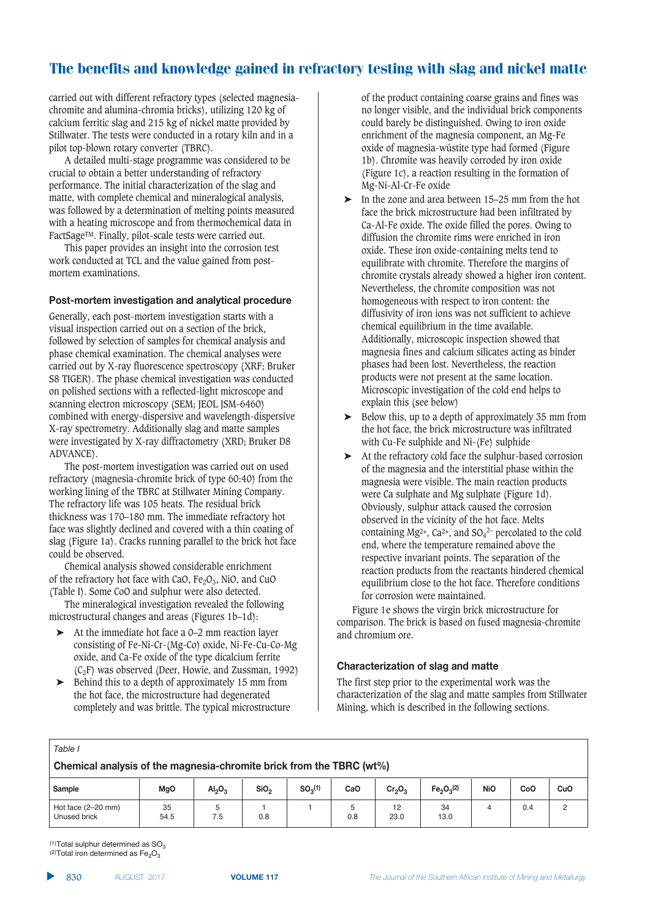carried out with different refractory types (selected magnesia-chromite and alumina-chromia bricks), utilizing 120 kg of calcium ferritic slag and 215 kg of nickel matte provided by Stillwater. The tests were conducted in a rotary kiln and in a pilot top-blown rotary converter (TBRC).

A detailed multi-stage programme was considered to be crucial to obtain a better understanding of refractory performance. The initial characterization of the slag and matte, with complete chemical and mineralogical analysis, was followed by a determination of melting points measured with a heating microscope and from thermochemical data in FactSage™. Finally, pilot-scale tests were carried out.

This paper provides an insight into the corrosion test work conducted at TCL and the value gained from post-mortem examinations.

### Post-mortem investigation and analytical procedure

Generally, each post-mortem investigation starts with a visual inspection carried out on a section of the brick, followed by selection of samples for chemical analysis and phase chemical examination. The chemical analyses were carried out by X-ray fluorescence spectroscopy (XRF; Bruker S8 TIGER). The phase chemical investigation was conducted on polished sections with a reflected-light microscope and scanning electron microscopy (SEM; JEOL JSM-6460) combined with energy-dispersive and wavelength-dispersive X-ray spectrometry. Additionally slag and matte samples were investigated by X-ray diffractometry (XRD; Bruker D8 ADVANCE).

The post-mortem investigation was carried out on used refractory (magnesia-chromite brick of type 60:40) from the working lining of the TBRC at Stillwater Mining Company. The refractory life was 105 heats. The residual brick thickness was 170–180 mm. The immediate refractory hot face was slightly declined and covered with a thin coating of slag (Figure 1a). Cracks running parallel to the brick hot face could be observed.

Chemical analysis showed considerable enrichment of the refractory hot face with CaO, $Fe_2O_3$, NiO, and CuO (Table I). Some CoO and sulphur were also detected.

The mineralogical investigation revealed the following microstructural changes and areas (Figures 1b–1d):

- At the immediate hot face a 0–2 mm reaction layer consisting of Fe-Ni-Cr-(Mg-Co) oxide, Ni-Fe-Cu-Co-Mg oxide, and Ca-Fe oxide of the type dicalcium ferrite ($C_2F$) was observed (Deer, Howie, and Zussman, 1992)
- Behind this to a depth of approximately 15 mm from the hot face, the microstructure had degenerated completely and was brittle. The typical microstructure of the product containing coarse grains and fines was no longer visible, and the individual brick components could barely be distinguished. Owing to iron oxide enrichment of the magnesia component, an Mg-Fe oxide of magnesia-wüstite type had formed (Figure 1b). Chromite was heavily corroded by iron oxide (Figure 1c), a reaction resulting in the formation of Mg-Ni-Al-Cr-Fe oxide
- In the zone and area between 15–25 mm from the hot face the brick microstructure had been infiltrated by Ca-Al-Fe oxide. The oxide filled the pores. Owing to diffusion the chromite rims were enriched in iron oxide. These iron oxide-containing melts tend to equilibrate with chromite. Therefore the margins of chromite crystals already showed a higher iron content. Nevertheless, the chromite composition was not homogeneous with respect to iron content: the diffusivity of iron ions was not sufficient to achieve chemical equilibrium in the time available. Additionally, microscopic inspection showed that magnesia fines and calcium silicates acting as binder phases had been lost. Nevertheless, the reaction products were not present at the same location. Microscopic investigation of the cold end helps to explain this (see below)
- Below this, up to a depth of approximately 35 mm from the hot face, the brick microstructure was infiltrated with Cu-Fe sulphide and Ni-(Fe) sulphide
- At the refractory cold face the sulphur-based corrosion of the magnesia and the interstitial phase within the magnesia were visible. The main reaction products were Ca sulphate and Mg sulphate (Figure 1d). Obviously, sulphur attack caused the corrosion observed in the vicinity of the hot face. Melts containing $Mg^{2+}$, $Ca^{2+}$, and $SO_4^{2-}$ percolated to the cold end, where the temperature remained above the respective invariant points. The separation of the reaction products from the reactants hindered chemical equilibrium close to the hot face. Therefore conditions for corrosion were maintained.

Figure 1e shows the virgin brick microstructure for comparison. The brick is based on fused magnesia-chromite and chromium ore.

### Characterization of slag and matte

The first step prior to the experimental work was the characterization of the slag and matte samples from Stillwater Mining, which is described in the following sections.

*Table I*

**Chemical analysis of the magnesia-chromite brick from the TBRC (wt%)**

| Sample | MgO | $Al_2O_3$ | $SiO_2$ | $SO_3$(1) | CaO | $Cr_2O_3$ | $Fe_2O_3$(2) | NiO | CoO | CuO |
|---|---|---|---|---|---|---|---|---|---|---|
| Hot face (2–20 mm) | 35 | 5 | 1 | 1 | 5 | 12 | 34 | 4 | 0.4 | 2 |
| Unused brick | 54.5 | 7.5 | 0.8 | | 0.8 | 23.0 | 13.0 | | | |

(1)Total sulphur determined as $SO_3$
(2)Total iron determined as $Fe_2O_3$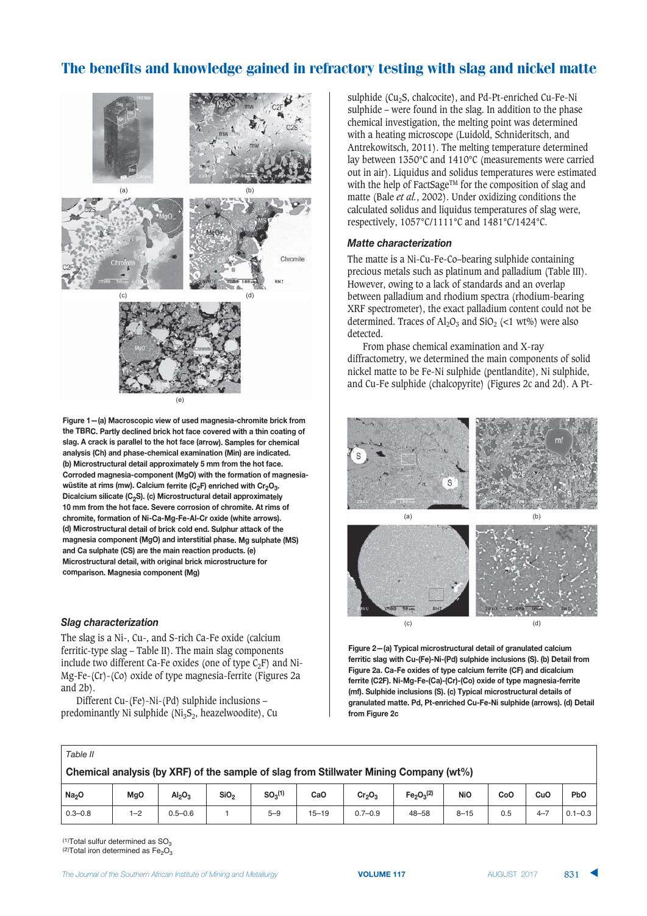Figure 1—(a) Macroscopic view of used magnesia-chromite brick from the TBRC. Partly declined brick hot face covered with a thin coating of slag. A crack is parallel to the hot face (arrow). Samples for chemical analysis (Ch) and phase-chemical examination (Min) are indicated. (b) Microstructural detail approximately 5 mm from the hot face. Corroded magnesia-component (MgO) with the formation of magnesia-wüstite at rims (mw). Calcium ferrite ($C_2F$) enriched with $Cr_2O_3$. Dicalcium silicate ($C_2S$). (c) Microstructural detail approximately 10 mm from the hot face. Severe corrosion of chromite. At rims of chromite, formation of Ni-Ca-Mg-Fe-Al-Cr oxide (white arrows). (d) Microstructural detail of brick cold end. Sulphur attack of the magnesia component (MgO) and interstitial phase. Mg sulphate (MS) and Ca sulphate (CS) are the main reaction products. (e) Microstructural detail, with original brick microstructure for comparison. Magnesia component (Mg)

### *Slag characterization*

The slag is a Ni-, Cu-, and S-rich Ca-Fe oxide (calcium ferritic-type slag – Table II). The main slag components include two different Ca-Fe oxides (one of type $C_2F$) and Ni-Mg-Fe-(Cr)-(Co) oxide of type magnesia-ferrite (Figures 2a and 2b).

Different Cu-(Fe)-Ni-(Pd) sulphide inclusions – predominantly Ni sulphide ($Ni_3S_2$, heazelwoodite), Cu sulphide ($Cu_2S$, chalcocite), and Pd-Pt-enriched Cu-Fe-Ni sulphide – were found in the slag. In addition to the phase chemical investigation, the melting point was determined with a heating microscope (Luidold, Schnideritsch, and Antrekowitsch, 2011). The melting temperature determined lay between 1350°C and 1410°C (measurements were carried out in air). Liquidus and solidus temperatures were estimated with the help of FactSage™ for the composition of slag and matte (Bale *et al.*, 2002). Under oxidizing conditions the calculated solidus and liquidus temperatures of slag were, respectively, 1057°C/1111°C and 1481°C/1424°C.

### *Matte characterization*

The matte is a Ni-Cu-Fe-Co–bearing sulphide containing precious metals such as platinum and palladium (Table III). However, owing to a lack of standards and an overlap between palladium and rhodium spectra (rhodium-bearing XRF spectrometer), the exact palladium content could not be determined. Traces of $Al_2O_3$ and $SiO_2$ (<1 wt%) were also detected.

From phase chemical examination and X-ray diffractometry, we determined the main components of solid nickel matte to be Fe-Ni sulphide (pentlandite), Ni sulphide, and Cu-Fe sulphide (chalcopyrite) (Figures 2c and 2d). A Pt-

Figure 2—(a) Typical microstructural detail of granulated calcium ferritic slag with Cu-(Fe)-Ni-(Pd) sulphide inclusions (S). (b) Detail from Figure 2a. Ca-Fe oxides of type calcium ferrite (CF) and dicalcium ferrite (C2F). Ni-Mg-Fe-(Ca)-(Cr)-(Co) oxide of type magnesia-ferrite (mf). Sulphide inclusions (S). (c) Typical microstructural details of granulated matte. Pd, Pt-enriched Cu-Fe-Ni sulphide (arrows). (d) Detail from Figure 2c

Table II

Chemical analysis (by XRF) of the sample of slag from Stillwater Mining Company (wt%)

| $Na_2O$ | MgO | $Al_2O_3$ | $SiO_2$ | $SO_3$ (1) | CaO | $Cr_2O_3$ | $Fe_2O_3$ (2) | NiO | CoO | CuO | PbO |
|---|---|---|---|---|---|---|---|---|---|---|---|
| 0.3–0.8 | 1–2 | 0.5–0.6 | 1 | 5–9 | 15–19 | 0.7–0.9 | 48–58 | 8–15 | 0.5 | 4–7 | 0.1–0.3 |

(1) Total sulfur determined as $SO_3$
(2) Total iron determined as $Fe_2O_3$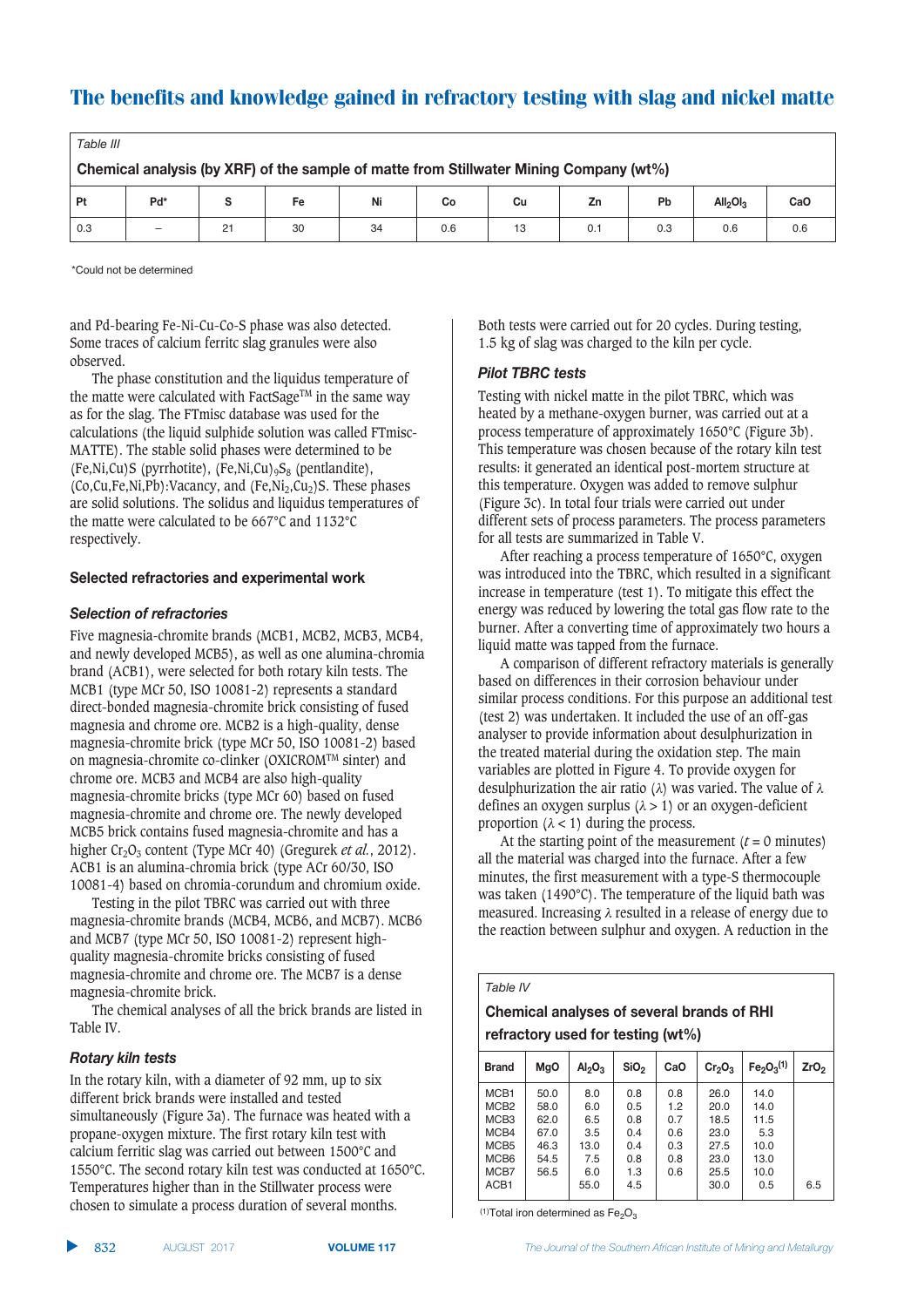Table III

**Chemical analysis (by XRF) of the sample of matte from Stillwater Mining Company (wt%)**

| Pt | Pd* | S | Fe | Ni | Co | Cu | Zn | Pb | $All_2Ol_3$ | CaO |
|---|---|---|---|---|---|---|---|---|---|---|
| 0.3 | – | 21 | 30 | 34 | 0.6 | 13 | 0.1 | 0.3 | 0.6 | 0.6 |

*Could not be determined

and Pd-bearing Fe-Ni-Cu-Co-S phase was also detected. Some traces of calcium ferritc slag granules were also observed.

The phase constitution and the liquidus temperature of the matte were calculated with FactSage™ in the same way as for the slag. The FTmisc database was used for the calculations (the liquid sulphide solution was called FTmisc-MATTE). The stable solid phases were determined to be (Fe,Ni,Cu)S (pyrrhotite), $(Fe,Ni,Cu)_9S_8$ (pentlandite), (Co,Cu,Fe,Ni,Pb):Vacancy, and $(Fe,Ni_2,Cu_2)S$. These phases are solid solutions. The solidus and liquidus temperatures of the matte were calculated to be 667°C and 1132°C respectively.

## Selected refractories and experimental work

### *Selection of refractories*

Five magnesia-chromite brands (MCB1, MCB2, MCB3, MCB4, and newly developed MCB5), as well as one alumina-chromia brand (ACB1), were selected for both rotary kiln tests. The MCB1 (type MCr 50, ISO 10081-2) represents a standard direct-bonded magnesia-chromite brick consisting of fused magnesia and chrome ore. MCB2 is a high-quality, dense magnesia-chromite brick (type MCr 50, ISO 10081-2) based on magnesia-chromite co-clinker (OXICROM™ sinter) and chrome ore. MCB3 and MCB4 are also high-quality magnesia-chromite bricks (type MCr 60) based on fused magnesia-chromite and chrome ore. The newly developed MCB5 brick contains fused magnesia-chromite and has a higher $Cr_2O_3$ content (Type MCr 40) (Gregurek *et al.*, 2012). ACB1 is an alumina-chromia brick (type ACr 60/30, ISO 10081-4) based on chromia-corundum and chromium oxide.

Testing in the pilot TBRC was carried out with three magnesia-chromite brands (MCB4, MCB6, and MCB7). MCB6 and MCB7 (type MCr 50, ISO 10081-2) represent high-quality magnesia-chromite bricks consisting of fused magnesia-chromite and chrome ore. The MCB7 is a dense magnesia-chromite brick.

The chemical analyses of all the brick brands are listed in Table IV.

### *Rotary kiln tests*

In the rotary kiln, with a diameter of 92 mm, up to six different brick brands were installed and tested simultaneously (Figure 3a). The furnace was heated with a propane-oxygen mixture. The first rotary kiln test with calcium ferritic slag was carried out between 1500°C and 1550°C. The second rotary kiln test was conducted at 1650°C. Temperatures higher than in the Stillwater process were chosen to simulate a process duration of several months. Both tests were carried out for 20 cycles. During testing, 1.5 kg of slag was charged to the kiln per cycle.

### *Pilot TBRC tests*

Testing with nickel matte in the pilot TBRC, which was heated by a methane-oxygen burner, was carried out at a process temperature of approximately 1650°C (Figure 3b). This temperature was chosen because of the rotary kiln test results: it generated an identical post-mortem structure at this temperature. Oxygen was added to remove sulphur (Figure 3c). In total four trials were carried out under different sets of process parameters. The process parameters for all tests are summarized in Table V.

After reaching a process temperature of 1650°C, oxygen was introduced into the TBRC, which resulted in a significant increase in temperature (test 1). To mitigate this effect the energy was reduced by lowering the total gas flow rate to the burner. After a converting time of approximately two hours a liquid matte was tapped from the furnace.

A comparison of different refractory materials is generally based on differences in their corrosion behaviour under similar process conditions. For this purpose an additional test (test 2) was undertaken. It included the use of an off-gas analyser to provide information about desulphurization in the treated material during the oxidation step. The main variables are plotted in Figure 4. To provide oxygen for desulphurization the air ratio ($\lambda$) was varied. The value of $\lambda$ defines an oxygen surplus ($\lambda > 1$) or an oxygen-deficient proportion ($\lambda < 1$) during the process.

At the starting point of the measurement ($t = 0$ minutes) all the material was charged into the furnace. After a few minutes, the first measurement with a type-S thermocouple was taken (1490°C). The temperature of the liquid bath was measured. Increasing $\lambda$ resulted in a release of energy due to the reaction between sulphur and oxygen. A reduction in the

Table IV

**Chemical analyses of several brands of RHI refractory used for testing (wt%)**

| Brand | MgO | $Al_2O_3$ | $SiO_2$ | CaO | $Cr_2O_3$ | $Fe_2O_3$(1) | $ZrO_2$ |
|---|---|---|---|---|---|---|---|
| MCB1 | 50.0 | 8.0 | 0.8 | 0.8 | 26.0 | 14.0 | |
| MCB2 | 58.0 | 6.0 | 0.5 | 1.2 | 20.0 | 14.0 | |
| MCB3 | 62.0 | 6.5 | 0.8 | 0.7 | 18.5 | 11.5 | |
| MCB4 | 67.0 | 3.5 | 0.4 | 0.6 | 23.0 | 5.3 | |
| MCB5 | 46.3 | 13.0 | 0.4 | 0.3 | 27.5 | 10.0 | |
| MCB6 | 54.5 | 7.5 | 0.8 | 0.8 | 23.0 | 13.0 | |
| MCB7 | 56.5 | 6.0 | 1.3 | 0.6 | 25.5 | 10.0 | |
| ACB1 | | 55.0 | 4.5 | | 30.0 | 0.5 | 6.5 |

(1)Total iron determined as $Fe_2O_3$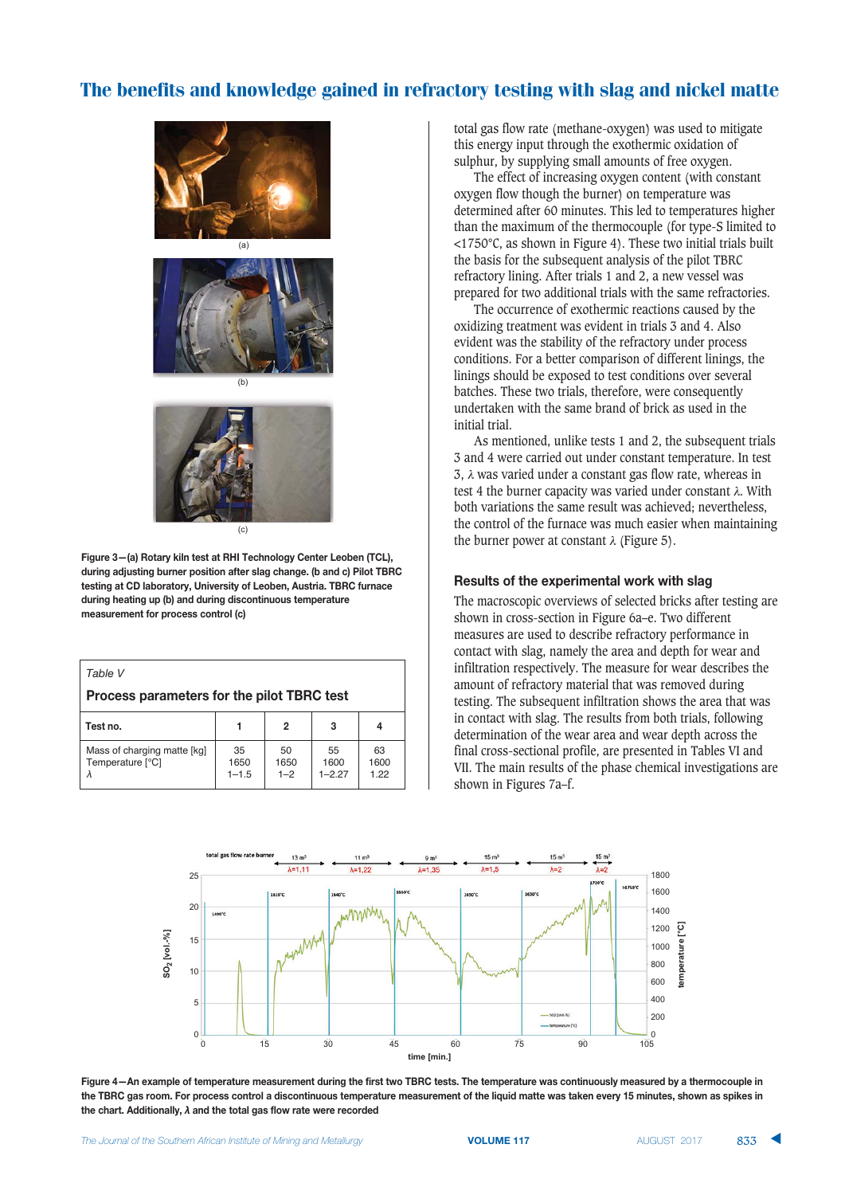Figure 3—(a) Rotary kiln test at RHI Technology Center Leoben (TCL), during adjusting burner position after slag change. (b and c) Pilot TBRC testing at CD laboratory, University of Leoben, Austria. TBRC furnace during heating up (b) and during discontinuous temperature measurement for process control (c)

*Table V*

**Process parameters for the pilot TBRC test**

| Test no. | 1 | 2 | 3 | 4 |
|---|---|---|---|---|
| Mass of charging matte [kg] | 35 | 50 | 55 | 63 |
| Temperature [°C] | 1650 | 1650 | 1600 | 1600 |
| $\lambda$ | 1–1.5 | 1–2 | 1–2.27 | 1.22 |

total gas flow rate (methane-oxygen) was used to mitigate this energy input through the exothermic oxidation of sulphur, by supplying small amounts of free oxygen.

The effect of increasing oxygen content (with constant oxygen flow though the burner) on temperature was determined after 60 minutes. This led to temperatures higher than the maximum of the thermocouple (for type-S limited to <1750°C, as shown in Figure 4). These two initial trials built the basis for the subsequent analysis of the pilot TBRC refractory lining. After trials 1 and 2, a new vessel was prepared for two additional trials with the same refractories.

The occurrence of exothermic reactions caused by the oxidizing treatment was evident in trials 3 and 4. Also evident was the stability of the refractory under process conditions. For a better comparison of different linings, the linings should be exposed to test conditions over several batches. These two trials, therefore, were consequently undertaken with the same brand of brick as used in the initial trial.

As mentioned, unlike tests 1 and 2, the subsequent trials 3 and 4 were carried out under constant temperature. In test 3, $\lambda$ was varied under a constant gas flow rate, whereas in test 4 the burner capacity was varied under constant $\lambda$. With both variations the same result was achieved; nevertheless, the control of the furnace was much easier when maintaining the burner power at constant $\lambda$ (Figure 5).

## Results of the experimental work with slag

The macroscopic overviews of selected bricks after testing are shown in cross-section in Figure 6a–e. Two different measures are used to describe refractory performance in contact with slag, namely the area and depth for wear and infiltration respectively. The measure for wear describes the amount of refractory material that was removed during testing. The subsequent infiltration shows the area that was in contact with slag. The results from both trials, following determination of the wear area and wear depth across the final cross-sectional profile, are presented in Tables VI and VII. The main results of the phase chemical investigations are shown in Figures 7a–f.

Figure 4—An example of temperature measurement during the first two TBRC tests. The temperature was continuously measured by a thermocouple in the TBRC gas room. For process control a discontinuous temperature measurement of the liquid matte was taken every 15 minutes, shown as spikes in the chart. Additionally, $\lambda$ and the total gas flow rate were recorded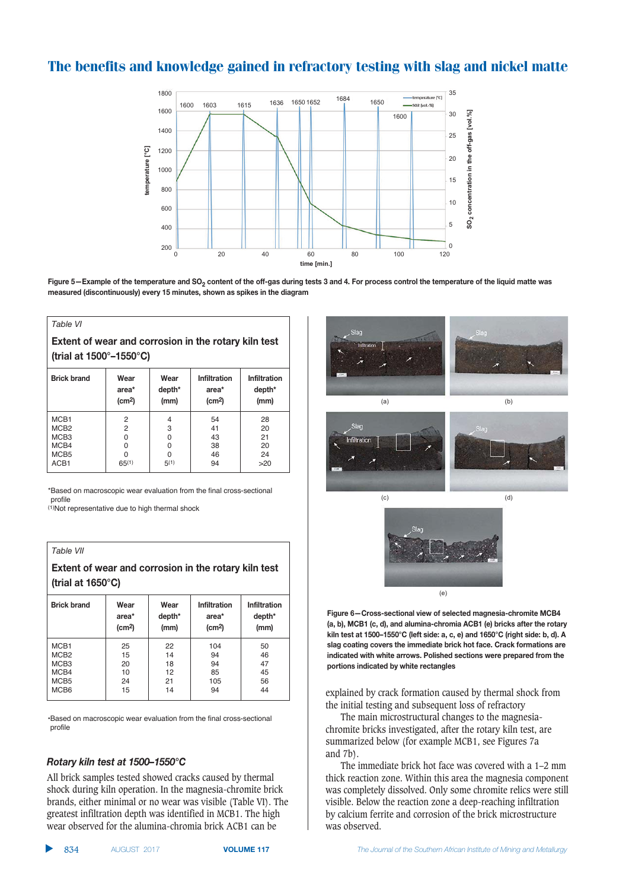Figure 5—Example of the temperature and $SO_2$ content of the off-gas during tests 3 and 4. For process control the temperature of the liquid matte was measured (discontinuously) every 15 minutes, shown as spikes in the diagram

*Table VI*

**Extent of wear and corrosion in the rotary kiln test (trial at 1500°–1550°C)**

| Brick brand | Wear area* (cm²) | Wear depth* (mm) | Infiltration area* (cm²) | Infiltration depth* (mm) |
|---|---|---|---|---|
| MCB1 | 2 | 4 | 54 | 28 |
| MCB2 | 2 | 3 | 41 | 20 |
| MCB3 | 0 | 0 | 43 | 21 |
| MCB4 | 0 | 0 | 38 | 20 |
| MCB5 | 0 | 0 | 46 | 24 |
| ACB1 | 65(1) | 5(1) | 94 | >20 |

*Based on macroscopic wear evaluation from the final cross-sectional profile
(1)Not representative due to high thermal shock

*Table VII*

**Extent of wear and corrosion in the rotary kiln test (trial at 1650°C)**

| Brick brand | Wear area* (cm²) | Wear depth* (mm) | Infiltration area* (cm²) | Infiltration depth* (mm) |
|---|---|---|---|---|
| MCB1 | 25 | 22 | 104 | 50 |
| MCB2 | 15 | 14 | 94 | 46 |
| MCB3 | 20 | 18 | 94 | 47 |
| MCB4 | 10 | 12 | 85 | 45 |
| MCB5 | 24 | 21 | 105 | 56 |
| MCB6 | 15 | 14 | 94 | 44 |

*Based on macroscopic wear evaluation from the final cross-sectional profile

### *Rotary kiln test at 1500–1550°C*

All brick samples tested showed cracks caused by thermal shock during kiln operation. In the magnesia-chromite brick brands, either minimal or no wear was visible (Table VI). The greatest infiltration depth was identified in MCB1. The high wear observed for the alumina-chromia brick ACB1 can be explained by crack formation caused by thermal shock from the initial testing and subsequent loss of refractory.

Figure 6—Cross-sectional view of selected magnesia-chromite MCB4 (a, b), MCB1 (c, d), and alumina-chromia ACB1 (e) bricks after the rotary kiln test at 1500–1550°C (left side: a, c, e) and 1650°C (right side: b, d). A slag coating covers the immediate brick hot face. Crack formations are indicated with white arrows. Polished sections were prepared from the portions indicated by white rectangles

The main microstructural changes to the magnesia-chromite bricks investigated, after the rotary kiln test, are summarized below (for example MCB1, see Figures 7a and 7b).

The immediate brick hot face was covered with a 1–2 mm thick reaction zone. Within this area the magnesia component was completely dissolved. Only some chromite relics were still visible. Below the reaction zone a deep-reaching infiltration by calcium ferrite and corrosion of the brick microstructure was observed.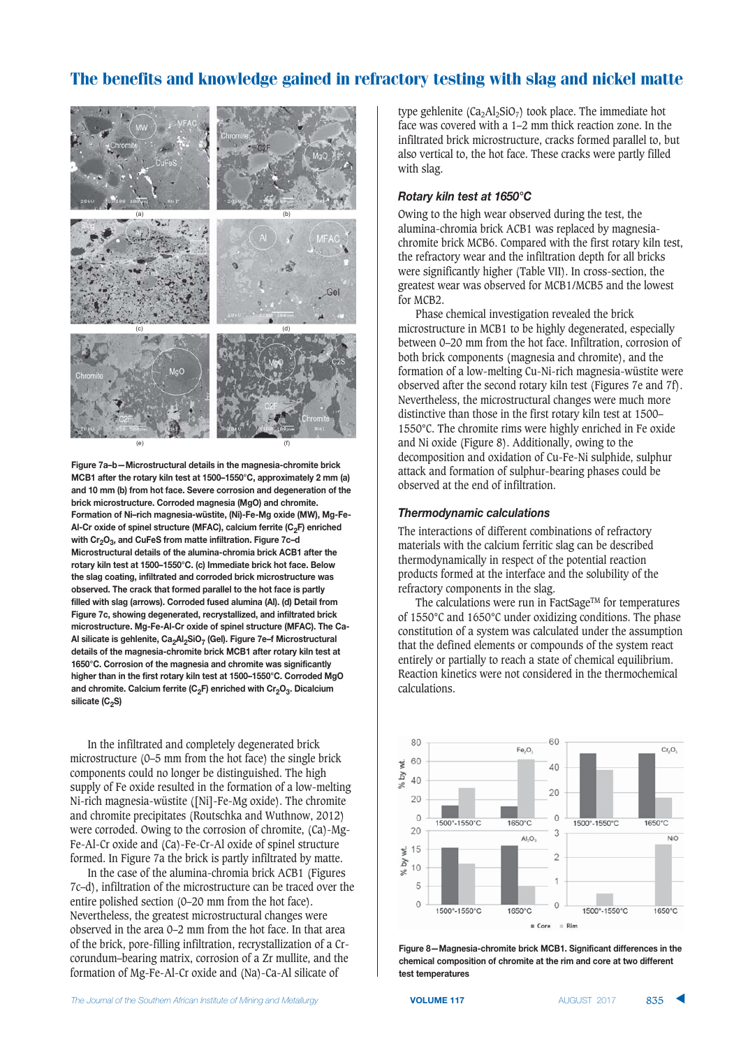Figure 7a–b—Microstructural details in the magnesia-chromite brick MCB1 after the rotary kiln test at 1500–1550°C, approximately 2 mm (a) and 10 mm (b) from hot face. Severe corrosion and degeneration of the brick microstructure. Corroded magnesia (MgO) and chromite. Formation of Ni–rich magnesia-wüstite, (Ni)-Fe-Mg oxide (MW), Mg-Fe-Al-Cr oxide of spinel structure (MFAC), calcium ferrite ($C_2F$) enriched with $Cr_2O_3$, and CuFeS from matte infiltration. Figure 7c–d Microstructural details of the alumina-chromia brick ACB1 after the rotary kiln test at 1500–1550°C. (c) Immediate brick hot face. Below the slag coating, infiltrated and corroded brick microstructure was observed. The crack that formed parallel to the hot face is partly filled with slag (arrows). Corroded fused alumina (Al). (d) Detail from Figure 7c, showing degenerated, recrystallized, and infiltrated brick microstructure. Mg-Fe-Al-Cr oxide of spinel structure (MFAC). The Ca-Al silicate is gehlenite, $Ca_2Al_2SiO_7$ (Gel). Figure 7e–f Microstructural details of the magnesia-chromite brick MCB1 after rotary kiln test at 1650°C. Corrosion of the magnesia and chromite was significantly higher than in the first rotary kiln test at 1500–1550°C. Corroded MgO and chromite. Calcium ferrite ($C_2F$) enriched with $Cr_2O_3$. Dicalcium silicate ($C_2S$)

In the infiltrated and completely degenerated brick microstructure (0–5 mm from the hot face) the single brick components could no longer be distinguished. The high supply of Fe oxide resulted in the formation of a low-melting Ni-rich magnesia-wüstite ([Ni]-Fe-Mg oxide). The chromite and chromite precipitates (Routschka and Wuthnow, 2012) were corroded. Owing to the corrosion of chromite, (Ca)-Mg-Fe-Al-Cr oxide and (Ca)-Fe-Cr-Al oxide of spinel structure formed. In Figure 7a the brick is partly infiltrated by matte.

In the case of the alumina-chromia brick ACB1 (Figures 7c–d), infiltration of the microstructure can be traced over the entire polished section (0–20 mm from the hot face). Nevertheless, the greatest microstructural changes were observed in the area 0–2 mm from the hot face. In that area of the brick, pore-filling infiltration, recrystallization of a Cr-corundum–bearing matrix, corrosion of a Zr mullite, and the formation of Mg-Fe-Al-Cr oxide and (Na)-Ca-Al silicate of type gehlenite ($Ca_2Al_2SiO_7$) took place. The immediate hot face was covered with a 1–2 mm thick reaction zone. In the infiltrated brick microstructure, cracks formed parallel to, but also vertical to, the hot face. These cracks were partly filled with slag.

### *Rotary kiln test at 1650°C*

Owing to the high wear observed during the test, the alumina-chromia brick ACB1 was replaced by magnesia-chromite brick MCB6. Compared with the first rotary kiln test, the refractory wear and the infiltration depth for all bricks were significantly higher (Table VII). In cross-section, the greatest wear was observed for MCB1/MCB5 and the lowest for MCB2.

Phase chemical investigation revealed the brick microstructure in MCB1 to be highly degenerated, especially between 0–20 mm from the hot face. Infiltration, corrosion of both brick components (magnesia and chromite), and the formation of a low-melting Cu-Ni-rich magnesia-wüstite were observed after the second rotary kiln test (Figures 7e and 7f). Nevertheless, the microstructural changes were much more distinctive than those in the first rotary kiln test at 1500–1550°C. The chromite rims were highly enriched in Fe oxide and Ni oxide (Figure 8). Additionally, owing to the decomposition and oxidation of Cu-Fe-Ni sulphide, sulphur attack and formation of sulphur-bearing phases could be observed at the end of infiltration.

### *Thermodynamic calculations*

The interactions of different combinations of refractory materials with the calcium ferritic slag can be described thermodynamically in respect of the potential reaction products formed at the interface and the solubility of the refractory components in the slag.

The calculations were run in FactSage™ for temperatures of 1550°C and 1650°C under oxidizing conditions. The phase constitution of a system was calculated under the assumption that the defined elements or compounds of the system react entirely or partially to reach a state of chemical equilibrium. Reaction kinetics were not considered in the thermochemical calculations.

Figure 8—Magnesia-chromite brick MCB1. Significant differences in the chemical composition of chromite at the rim and core at two different test temperatures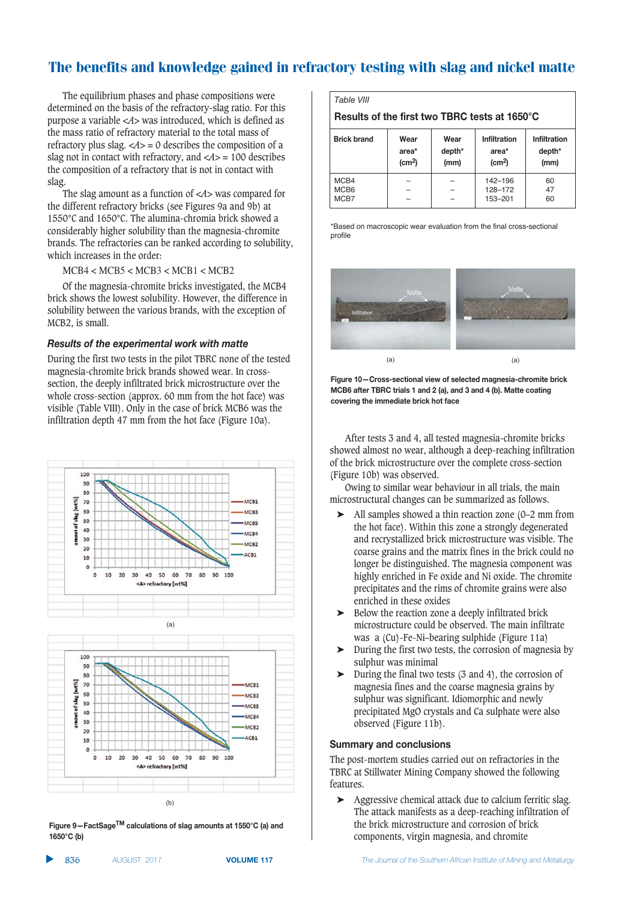The equilibrium phases and phase compositions were determined on the basis of the refractory-slag ratio. For this purpose a variable <A> was introduced, which is defined as the mass ratio of refractory material to the total mass of refractory plus slag. <A> = 0 describes the composition of a slag not in contact with refractory, and <A> = 100 describes the composition of a refractory that is not in contact with slag.

The slag amount as a function of <A> was compared for the different refractory bricks (see Figures 9a and 9b) at 1550°C and 1650°C. The alumina-chromia brick showed a considerably higher solubility than the magnesia-chromite brands. The refractories can be ranked according to solubility, which increases in the order:

MCB4 < MCB5 < MCB3 < MCB1 < MCB2

Of the magnesia-chromite bricks investigated, the MCB4 brick shows the lowest solubility. However, the difference in solubility between the various brands, with the exception of MCB2, is small.

Figure 9—FactSage[TM] calculations of slag amounts at 1550°C (a) and 1650°C (b)

### *Results of the experimental work with matte*

During the first two tests in the pilot TBRC none of the tested magnesia-chromite brick brands showed wear. In cross-section, the deeply infiltrated brick microstructure over the whole cross-section (approx. 60 mm from the hot face) was visible (Table VIII). Only in the case of brick MCB6 was the infiltration depth 47 mm from the hot face (Figure 10a).

*Table VIII*

**Results of the first two TBRC tests at 1650°C**

| Brick brand | Wear area* (cm²) | Wear depth* (mm) | Infiltration area* (cm²) | Infiltration depth* (mm) |
|---|---|---|---|---|
| MCB4 | – | – | 142–196 | 60 |
| MCB6 | – | – | 128–172 | 47 |
| MCB7 | – | – | 153–201 | 60 |

*Based on macroscopic wear evaluation from the final cross-sectional profile

Figure 10—Cross-sectional view of selected magnesia-chromite brick MCB6 after TBRC trials 1 and 2 (a), and 3 and 4 (b). Matte coating covering the immediate brick hot face

After tests 3 and 4, all tested magnesia-chromite bricks showed almost no wear, although a deep-reaching infiltration of the brick microstructure over the complete cross-section (Figure 10b) was observed.

Owing to similar wear behaviour in all trials, the main microstructural changes can be summarized as follows.

- All samples showed a thin reaction zone (0–2 mm from the hot face). Within this zone a strongly degenerated and recrystallized brick microstructure was visible. The coarse grains and the matrix fines in the brick could no longer be distinguished. The magnesia component was highly enriched in Fe oxide and Ni oxide. The chromite precipitates and the rims of chromite grains were also enriched in these oxides
- Below the reaction zone a deeply infiltrated brick microstructure could be observed. The main infiltrate was a (Cu)-Fe-Ni–bearing sulphide (Figure 11a)
- During the first two tests, the corrosion of magnesia by sulphur was minimal
- During the final two tests (3 and 4), the corrosion of magnesia fines and the coarse magnesia grains by sulphur was significant. Idiomorphic and newly precipitated MgO crystals and Ca sulphate were also observed (Figure 11b).

## Summary and conclusions

The post-mortem studies carried out on refractories in the TBRC at Stillwater Mining Company showed the following features.

- Aggressive chemical attack due to calcium ferritic slag. The attack manifests as a deep-reaching infiltration of the brick microstructure and corrosion of brick components, virgin magnesia, and chromite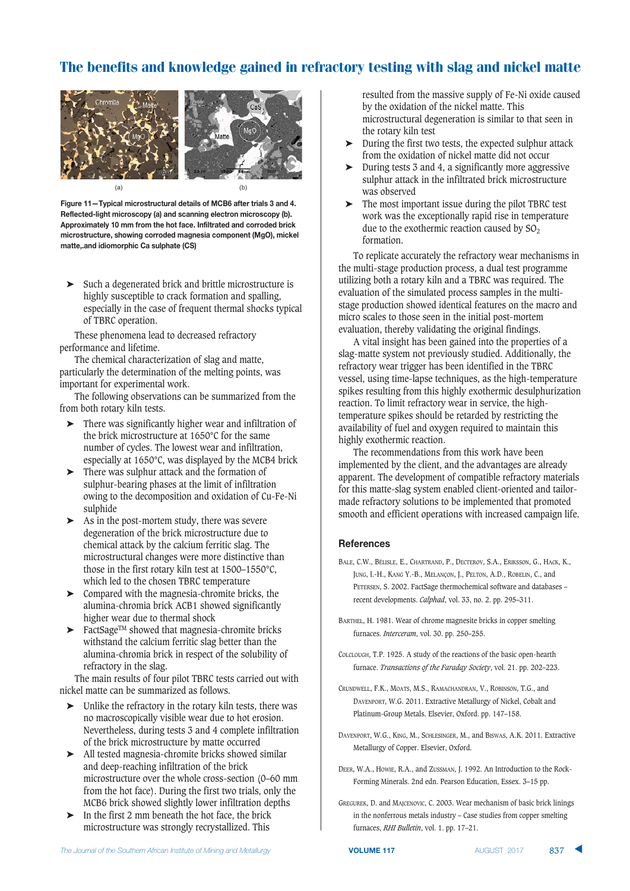Figure 11—Typical microstructural details of MCB6 after trials 3 and 4. Reflected-light microscopy (a) and scanning electron microscopy (b). Approximately 10 mm from the hot face. Infiltrated and corroded brick microstructure, showing corroded magnesia component (MgO), mickel matte,.and idiomorphic Ca sulphate (CS)

- Such a degenerated brick and brittle microstructure is highly susceptible to crack formation and spalling, especially in the case of frequent thermal shocks typical of TBRC operation.

These phenomena lead to decreased refractory performance and lifetime.

The chemical characterization of slag and matte, particularly the determination of the melting points, was important for experimental work.

The following observations can be summarized from the from both rotary kiln tests.

- There was significantly higher wear and infiltration of the brick microstructure at 1650°C for the same number of cycles. The lowest wear and infiltration, especially at 1650°C, was displayed by the MCB4 brick
- There was sulphur attack and the formation of sulphur-bearing phases at the limit of infiltration owing to the decomposition and oxidation of Cu-Fe-Ni sulphide
- As in the post-mortem study, there was severe degeneration of the brick microstructure due to chemical attack by the calcium ferritic slag. The microstructural changes were more distinctive than those in the first rotary kiln test at 1500–1550°C, which led to the chosen TBRC temperature
- Compared with the magnesia-chromite bricks, the alumina-chromia brick ACB1 showed significantly higher wear due to thermal shock
- FactSage™ showed that magnesia-chromite bricks withstand the calcium ferritic slag better than the alumina-chromia brick in respect of the solubility of refractory in the slag.

The main results of four pilot TBRC tests carried out with nickel matte can be summarized as follows.

- Unlike the refractory in the rotary kiln tests, there was no macroscopically visible wear due to hot erosion. Nevertheless, during tests 3 and 4 complete infiltration of the brick microstructure by matte occurred
- All tested magnesia-chromite bricks showed similar and deep-reaching infiltration of the brick microstructure over the whole cross-section (0–60 mm from the hot face). During the first two trials, only the MCB6 brick showed slightly lower infiltration depths
- In the first 2 mm beneath the hot face, the brick microstructure was strongly recrystallized. This resulted from the massive supply of Fe-Ni oxide caused by the oxidation of the nickel matte. This microstructural degeneration is similar to that seen in the rotary kiln test
- During the first two tests, the expected sulphur attack from the oxidation of nickel matte did not occur
- During tests 3 and 4, a significantly more aggressive sulphur attack in the infiltrated brick microstructure was observed
- The most important issue during the pilot TBRC test work was the exceptionally rapid rise in temperature due to the exothermic reaction caused by $SO_2$ formation.

To replicate accurately the refractory wear mechanisms in the multi-stage production process, a dual test programme utilizing both a rotary kiln and a TBRC was required. The evaluation of the simulated process samples in the multi-stage production showed identical features on the macro and micro scales to those seen in the initial post-mortem evaluation, thereby validating the original findings.

A vital insight has been gained into the properties of a slag-matte system not previously studied. Additionally, the refractory wear trigger has been identified in the TBRC vessel, using time-lapse techniques, as the high-temperature spikes resulting from this highly exothermic desulphurization reaction. To limit refractory wear in service, the high-temperature spikes should be retarded by restricting the availability of fuel and oxygen required to maintain this highly exothermic reaction.

The recommendations from this work have been implemented by the client, and the advantages are already apparent. The development of compatible refractory materials for this matte-slag system enabled client-oriented and tailor-made refractory solutions to be implemented that promoted smooth and efficient operations with increased campaign life.

## References

Bale, C.W., Bélisle, E., Chartrand, P., Decterov, S.A., Eriksson, G., Hack, K., Jung, I.-H., Kang Y.-B., Melançon, J., Pelton, A.D., Robelin, C., and Petersen, S. 2002. FactSage thermochemical software and databases – recent developments. *Calphad*, vol. 33, no. 2. pp. 295–311.

Barthel, H. 1981. Wear of chrome magnesite bricks in copper smelting furnaces. *Interceram*, vol. 30. pp. 250–255.

Colclough, T.P. 1925. A study of the reactions of the basic open-hearth furnace. *Transactions of the Faraday Society*, vol. 21. pp. 202–223.

Crundwell, F.K., Moats, M.S., Ramachandran, V., Robinson, T.G., and Davenport, W.G. 2011. Extractive Metallurgy of Nickel, Cobalt and Platinum-Group Metals. Elsevier, Oxford. pp. 147–158.

Davenport, W.G., King, M., Schlesinger, M., and Biswas, A.K. 2011. Extractive Metallurgy of Copper. Elsevier, Oxford.

Deer, W.A., Howie, R.A., and Zussman, J. 1992. An Introduction to the Rock-Forming Minerals. 2nd edn. Pearson Education, Essex. 3–15 pp.

Gregurek, D. and Majcenovic, C. 2003. Wear mechanism of basic brick linings in the nonferrous metals industry – Case studies from copper smelting furnaces, *RHI Bulletin*, vol. 1. pp. 17–21.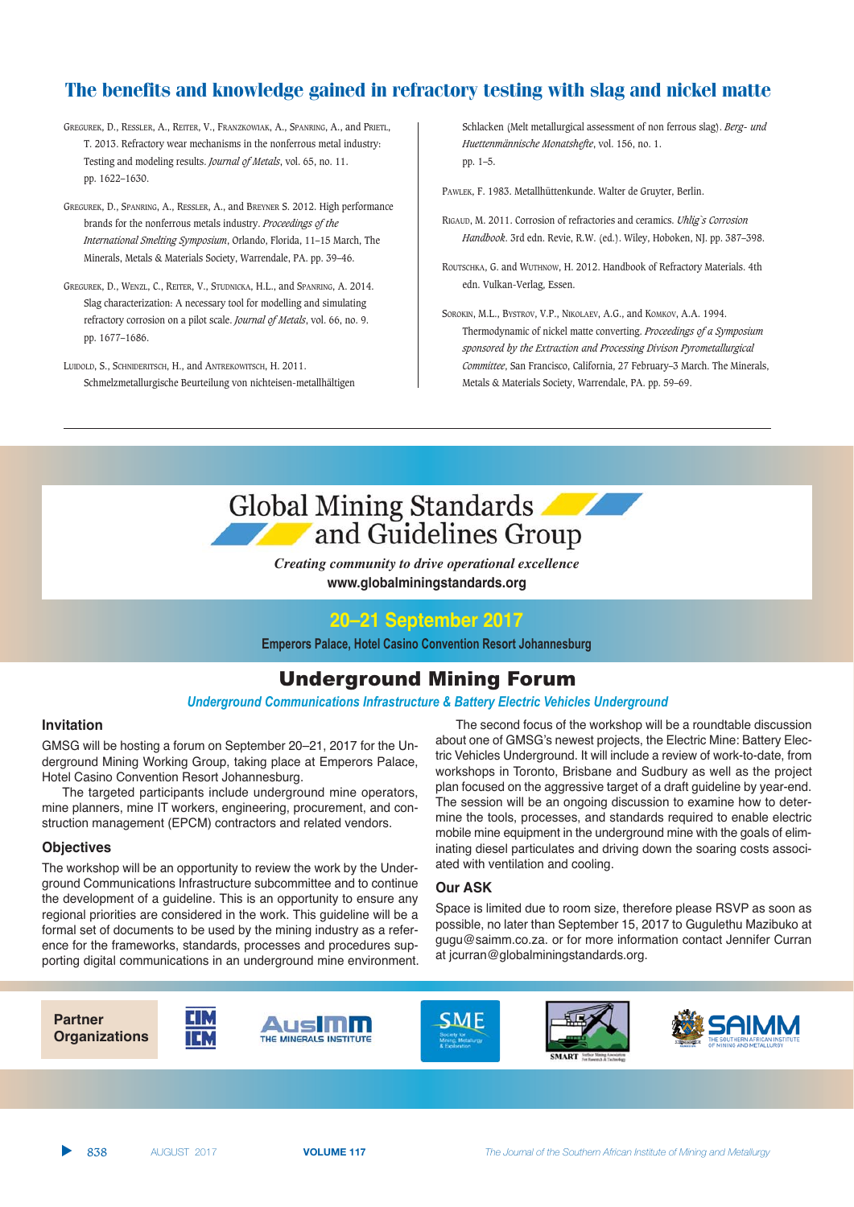GREGUREK, D., RESSLER, A., REITER, V., FRANZKOWIAK, A., SPANRING, A., and PRIETL, T. 2013. Refractory wear mechanisms in the nonferrous metal industry: Testing and modeling results. *Journal of Metals*, vol. 65, no. 11. pp. 1622–1630.

GREGUREK, D., SPANRING, A., RESSLER, A., and BREYNER S. 2012. High performance brands for the nonferrous metals industry. *Proceedings of the International Smelting Symposium*, Orlando, Florida, 11–15 March, The Minerals, Metals & Materials Society, Warrendale, PA. pp. 39–46.

GREGUREK, D., WENZL, C., REITER, V., STUDNICKA, H.L., and SPANRING, A. 2014. Slag characterization: A necessary tool for modelling and simulating refractory corrosion on a pilot scale. *Journal of Metals*, vol. 66, no. 9. pp. 1677–1686.

LUIDOLD, S., SCHNIDERITSCH, H., and ANTREKOWITSCH, H. 2011. Schmelzmetallurgische Beurteilung von nichteisen-metallhältigen Schlacken (Melt metallurgical assessment of non ferrous slag). *Berg- und Huettenmännische Monatshefte*, vol. 156, no. 1. pp. 1–5.

PAWLEK, F. 1983. Metallhüttenkunde. Walter de Gruyter, Berlin.

RIGAUD, M. 2011. Corrosion of refractories and ceramics. *Uhlig`s Corrosion Handbook*. 3rd edn. Revie, R.W. (ed.). Wiley, Hoboken, NJ. pp. 387–398.

ROUTSCHKA, G. and WUTHNOW, H. 2012. Handbook of Refractory Materials. 4th edn. Vulkan-Verlag, Essen.

SOROKIN, M.L., BYSTROV, V.P., NIKOLAEV, A.G., and KOMKOV, A.A. 1994. Thermodynamic of nickel matte converting. *Proceedings of a Symposium sponsored by the Extraction and Processing Divison Pyrometallurgical Committee*, San Francisco, California, 27 February–3 March. The Minerals, Metals & Materials Society, Warrendale, PA. pp. 59–69.

---

# Global Mining Standards and Guidelines Group

*Creating community to drive operational excellence*

**www.globalminingstandards.org**

**20–21 September 2017**

**Emperors Palace, Hotel Casino Convention Resort Johannesburg**

## Underground Mining Forum

*Underground Communications Infrastructure & Battery Electric Vehicles Underground*

### Invitation

GMSG will be hosting a forum on September 20–21, 2017 for the Underground Mining Working Group, taking place at Emperors Palace, Hotel Casino Convention Resort Johannesburg.

The targeted participants include underground mine operators, mine planners, mine IT workers, engineering, procurement, and construction management (EPCM) contractors and related vendors.

### Objectives

The workshop will be an opportunity to review the work by the Underground Communications Infrastructure subcommittee and to continue the development of a guideline. This is an opportunity to ensure any regional priorities are considered in the work. This guideline will be a formal set of documents to be used by the mining industry as a reference for the frameworks, standards, processes and procedures supporting digital communications in an underground mine environment.

The second focus of the workshop will be a roundtable discussion about one of GMSG's newest projects, the Electric Mine: Battery Electric Vehicles Underground. It will include a review of work-to-date, from workshops in Toronto, Brisbane and Sudbury as well as the project plan focused on the aggressive target of a draft guideline by year-end. The session will be an ongoing discussion to examine how to determine the tools, processes, and standards required to enable electric mobile mine equipment in the underground mine with the goals of eliminating diesel particulates and driving down the soaring costs associated with ventilation and cooling.

### Our ASK

Space is limited due to room size, therefore please RSVP as soon as possible, no later than September 15, 2017 to Gugulethu Mazibuko at gugu@saimm.co.za. or for more information contact Jennifer Curran at jcurran@globalminingstandards.org.

**Partner Organizations**

CIM ICM · AusIMM THE MINERALS INSTITUTE · SME Society for Mining, Metallurgy & Exploration · SMART · SAIMM THE SOUTHERN AFRICAN INSTITUTE OF MINING AND METALLURGY